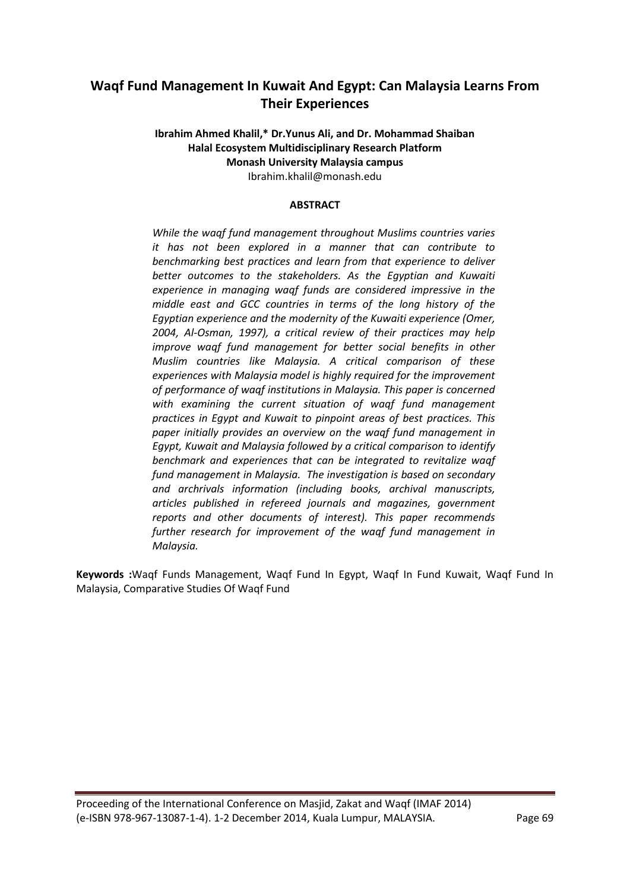# Waqf Fund Management In Kuwait And Egypt: Can Malaysia Learns From Their Experiences

**Ibrahim Ahmed Khalil,* Dr.Yunus Ali, and Dr. Mohammad Shaiban**
**Halal Ecosystem Multidisciplinary Research Platform**
**Monash University Malaysia campus**
Ibrahim.khalil@monash.edu

**ABSTRACT**

*While the waqf fund management throughout Muslims countries varies it has not been explored in a manner that can contribute to benchmarking best practices and learn from that experience to deliver better outcomes to the stakeholders. As the Egyptian and Kuwaiti experience in managing waqf funds are considered impressive in the middle east and GCC countries in terms of the long history of the Egyptian experience and the modernity of the Kuwaiti experience (Omer, 2004, Al-Osman, 1997), a critical review of their practices may help improve waqf fund management for better social benefits in other Muslim countries like Malaysia. A critical comparison of these experiences with Malaysia model is highly required for the improvement of performance of waqf institutions in Malaysia. This paper is concerned with examining the current situation of waqf fund management practices in Egypt and Kuwait to pinpoint areas of best practices. This paper initially provides an overview on the waqf fund management in Egypt, Kuwait and Malaysia followed by a critical comparison to identify benchmark and experiences that can be integrated to revitalize waqf fund management in Malaysia. The investigation is based on secondary and archrivals information (including books, archival manuscripts, articles published in refereed journals and magazines, government reports and other documents of interest). This paper recommends further research for improvement of the waqf fund management in Malaysia.*

**Keywords :**Waqf Funds Management, Waqf Fund In Egypt, Waqf In Fund Kuwait, Waqf Fund In Malaysia, Comparative Studies Of Waqf Fund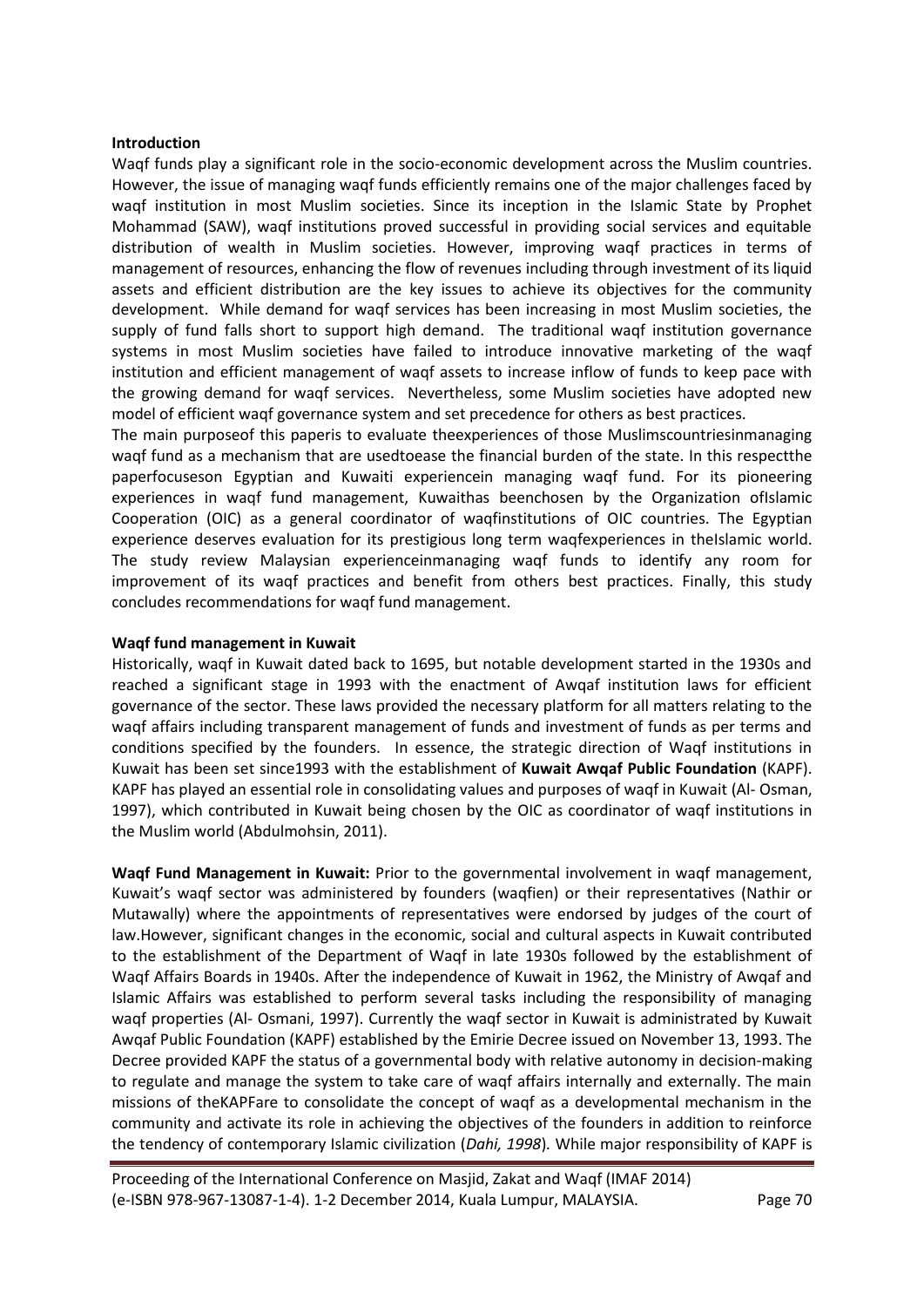**Introduction**

Waqf funds play a significant role in the socio-economic development across the Muslim countries. However, the issue of managing waqf funds efficiently remains one of the major challenges faced by waqf institution in most Muslim societies. Since its inception in the Islamic State by Prophet Mohammad (SAW), waqf institutions proved successful in providing social services and equitable distribution of wealth in Muslim societies. However, improving waqf practices in terms of management of resources, enhancing the flow of revenues including through investment of its liquid assets and efficient distribution are the key issues to achieve its objectives for the community development. While demand for waqf services has been increasing in most Muslim societies, the supply of fund falls short to support high demand. The traditional waqf institution governance systems in most Muslim societies have failed to introduce innovative marketing of the waqf institution and efficient management of waqf assets to increase inflow of funds to keep pace with the growing demand for waqf services. Nevertheless, some Muslim societies have adopted new model of efficient waqf governance system and set precedence for others as best practices.

The main purposeof this paperis to evaluate theexperiences of those Muslimscountriesinmanaging waqf fund as a mechanism that are usedtoease the financial burden of the state. In this respectthe paperfocuseson Egyptian and Kuwaiti experiencein managing waqf fund. For its pioneering experiences in waqf fund management, Kuwaithas beenchosen by the Organization ofIslamic Cooperation (OIC) as a general coordinator of waqfinstitutions of OIC countries. The Egyptian experience deserves evaluation for its prestigious long term waqfexperiences in theIslamic world. The study review Malaysian experienceinmanaging waqf funds to identify any room for improvement of its waqf practices and benefit from others best practices. Finally, this study concludes recommendations for waqf fund management.

**Waqf fund management in Kuwait**

Historically, waqf in Kuwait dated back to 1695, but notable development started in the 1930s and reached a significant stage in 1993 with the enactment of Awqaf institution laws for efficient governance of the sector. These laws provided the necessary platform for all matters relating to the waqf affairs including transparent management of funds and investment of funds as per terms and conditions specified by the founders. In essence, the strategic direction of Waqf institutions in Kuwait has been set since1993 with the establishment of **Kuwait Awqaf Public Foundation** (KAPF). KAPF has played an essential role in consolidating values and purposes of waqf in Kuwait (Al- Osman, 1997), which contributed in Kuwait being chosen by the OIC as coordinator of waqf institutions in the Muslim world (Abdulmohsin, 2011).

**Waqf Fund Management in Kuwait:** Prior to the governmental involvement in waqf management, Kuwait's waqf sector was administered by founders (waqfien) or their representatives (Nathir or Mutawally) where the appointments of representatives were endorsed by judges of the court of law.However, significant changes in the economic, social and cultural aspects in Kuwait contributed to the establishment of the Department of Waqf in late 1930s followed by the establishment of Waqf Affairs Boards in 1940s. After the independence of Kuwait in 1962, the Ministry of Awqaf and Islamic Affairs was established to perform several tasks including the responsibility of managing waqf properties (Al- Osmani, 1997). Currently the waqf sector in Kuwait is administrated by Kuwait Awqaf Public Foundation (KAPF) established by the Emirie Decree issued on November 13, 1993. The Decree provided KAPF the status of a governmental body with relative autonomy in decision-making to regulate and manage the system to take care of waqf affairs internally and externally. The main missions of theKAPFare to consolidate the concept of waqf as a developmental mechanism in the community and activate its role in achieving the objectives of the founders in addition to reinforce the tendency of contemporary Islamic civilization (*Dahi, 1998*). While major responsibility of KAPF is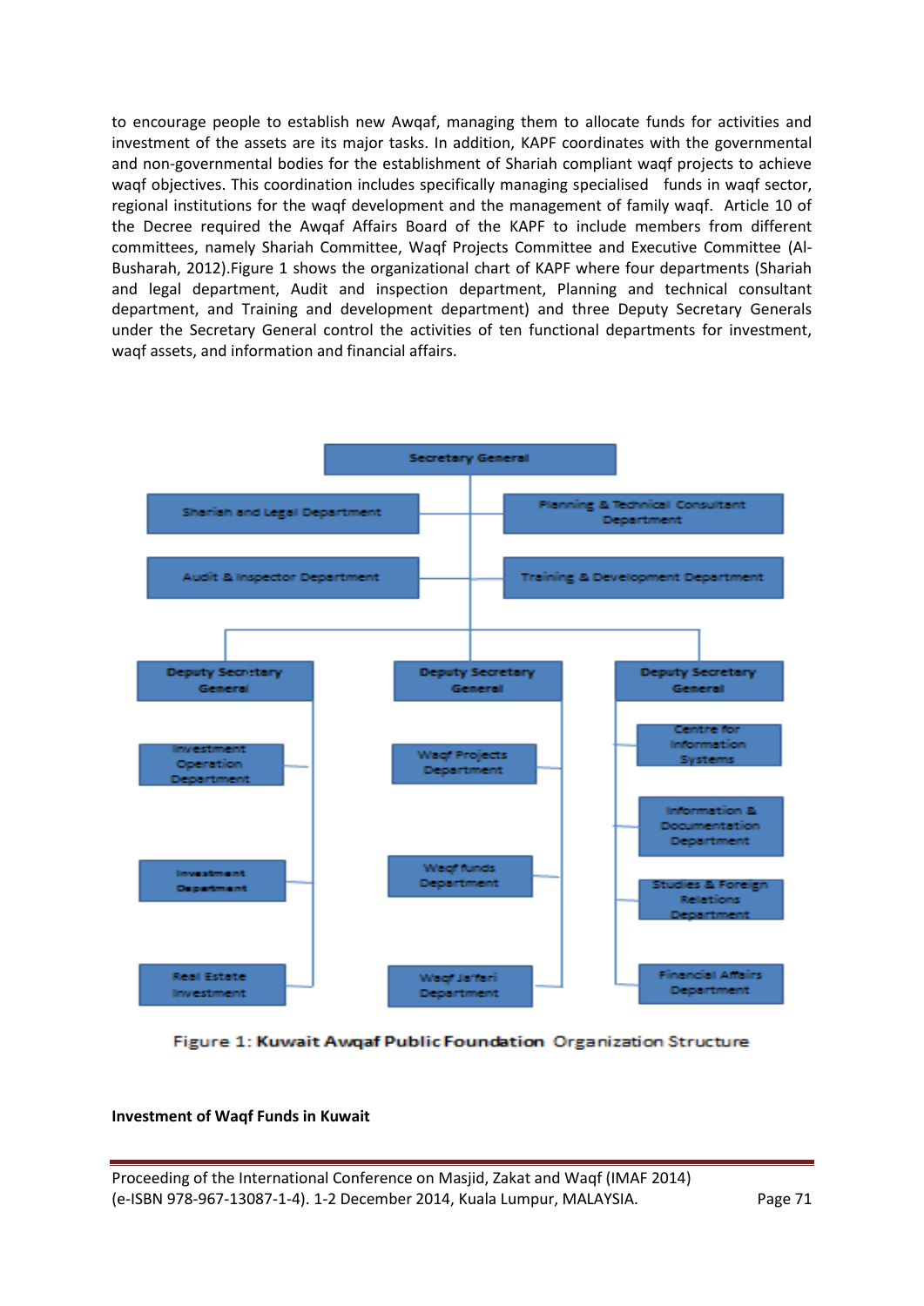to encourage people to establish new Awqaf, managing them to allocate funds for activities and investment of the assets are its major tasks. In addition, KAPF coordinates with the governmental and non-governmental bodies for the establishment of Shariah compliant waqf projects to achieve waqf objectives. This coordination includes specifically managing specialised funds in waqf sector, regional institutions for the waqf development and the management of family waqf. Article 10 of the Decree required the Awqaf Affairs Board of the KAPF to include members from different committees, namely Shariah Committee, Waqf Projects Committee and Executive Committee (Al-Busharah, 2012).Figure 1 shows the organizational chart of KAPF where four departments (Shariah and legal department, Audit and inspection department, Planning and technical consultant department, and Training and development department) and three Deputy Secretary Generals under the Secretary General control the activities of ten functional departments for investment, waqf assets, and information and financial affairs.

- Secretary General
  - Shariah and Legal Department
  - Planning & Technical Consultant Department
  - Audit & Inspector Department
  - Training & Development Department
  - Deputy Secretary General
    - Investment Operation Department
    - Investment Department
    - Real Estate Investment
  - Deputy Secretary General
    - Waqf Projects Department
    - Waqf funds Department
    - Waqf Ja'fari Department
  - Deputy Secretary General
    - Centre for Information Systems
    - Information & Documentation Department
    - Studies & Foreign Relations Department
    - Financial Affairs Department

Figure 1: **Kuwait Awqaf Public Foundation** Organization Structure

**Investment of Waqf Funds in Kuwait**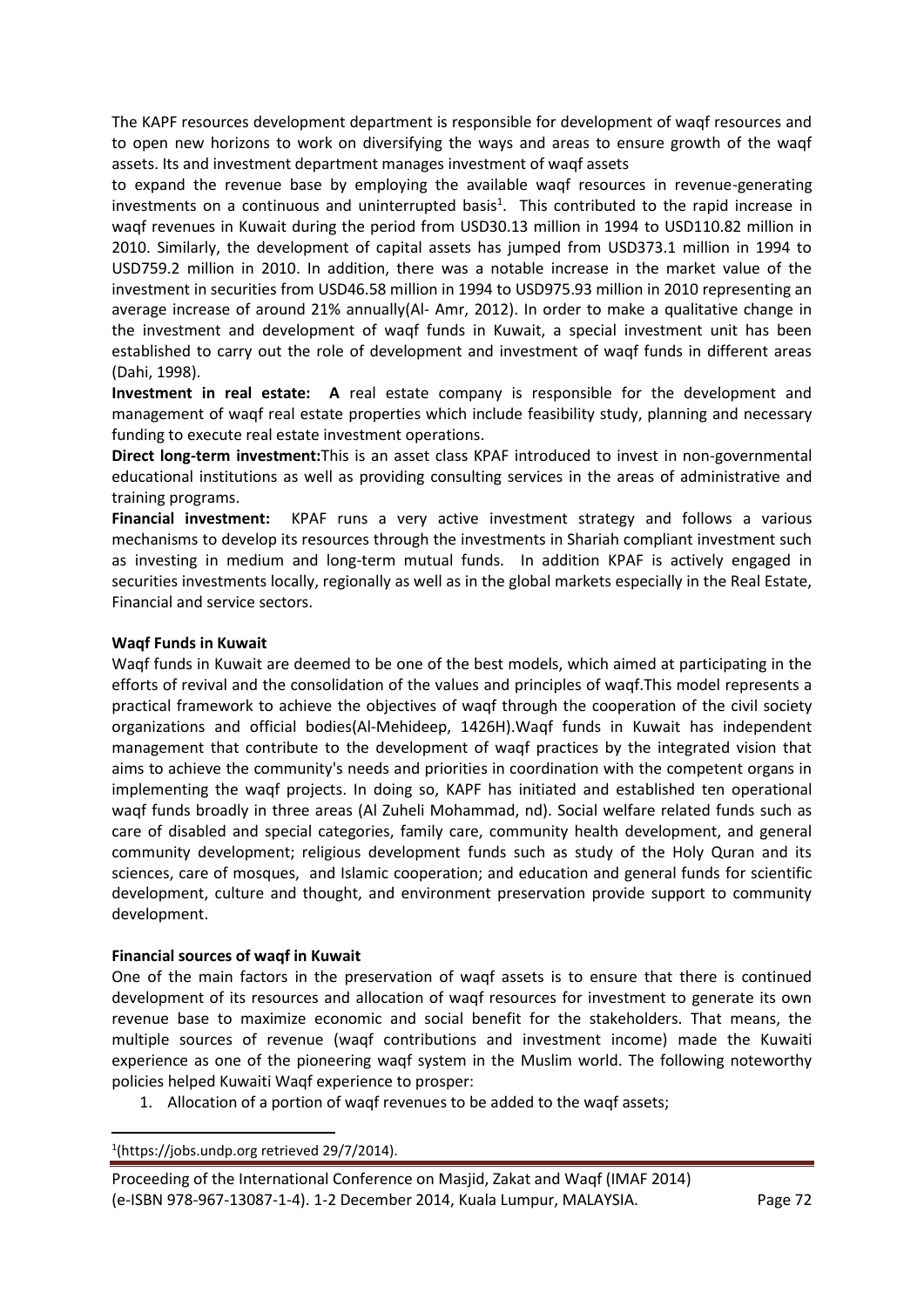The KAPF resources development department is responsible for development of waqf resources and to open new horizons to work on diversifying the ways and areas to ensure growth of the waqf assets. Its and investment department manages investment of waqf assets to expand the revenue base by employing the available waqf resources in revenue-generating investments on a continuous and uninterrupted basis[1]. This contributed to the rapid increase in waqf revenues in Kuwait during the period from USD30.13 million in 1994 to USD110.82 million in 2010. Similarly, the development of capital assets has jumped from USD373.1 million in 1994 to USD759.2 million in 2010. In addition, there was a notable increase in the market value of the investment in securities from USD46.58 million in 1994 to USD975.93 million in 2010 representing an average increase of around 21% annually(Al- Amr, 2012). In order to make a qualitative change in the investment and development of waqf funds in Kuwait, a special investment unit has been established to carry out the role of development and investment of waqf funds in different areas (Dahi, 1998).

**Investment in real estate: A** real estate company is responsible for the development and management of waqf real estate properties which include feasibility study, planning and necessary funding to execute real estate investment operations.

**Direct long-term investment:**This is an asset class KPAF introduced to invest in non-governmental educational institutions as well as providing consulting services in the areas of administrative and training programs.

**Financial investment:** KPAF runs a very active investment strategy and follows a various mechanisms to develop its resources through the investments in Shariah compliant investment such as investing in medium and long-term mutual funds. In addition KPAF is actively engaged in securities investments locally, regionally as well as in the global markets especially in the Real Estate, Financial and service sectors.

**Waqf Funds in Kuwait**

Waqf funds in Kuwait are deemed to be one of the best models, which aimed at participating in the efforts of revival and the consolidation of the values and principles of waqf.This model represents a practical framework to achieve the objectives of waqf through the cooperation of the civil society organizations and official bodies(Al-Mehideep, 1426H).Waqf funds in Kuwait has independent management that contribute to the development of waqf practices by the integrated vision that aims to achieve the community's needs and priorities in coordination with the competent organs in implementing the waqf projects. In doing so, KAPF has initiated and established ten operational waqf funds broadly in three areas (Al Zuheli Mohammad, nd). Social welfare related funds such as care of disabled and special categories, family care, community health development, and general community development; religious development funds such as study of the Holy Quran and its sciences, care of mosques, and Islamic cooperation; and education and general funds for scientific development, culture and thought, and environment preservation provide support to community development.

**Financial sources of waqf in Kuwait**

One of the main factors in the preservation of waqf assets is to ensure that there is continued development of its resources and allocation of waqf resources for investment to generate its own revenue base to maximize economic and social benefit for the stakeholders. That means, the multiple sources of revenue (waqf contributions and investment income) made the Kuwaiti experience as one of the pioneering waqf system in the Muslim world. The following noteworthy policies helped Kuwaiti Waqf experience to prosper:

1. Allocation of a portion of waqf revenues to be added to the waqf assets;

[1](https://jobs.undp.org retrieved 29/7/2014).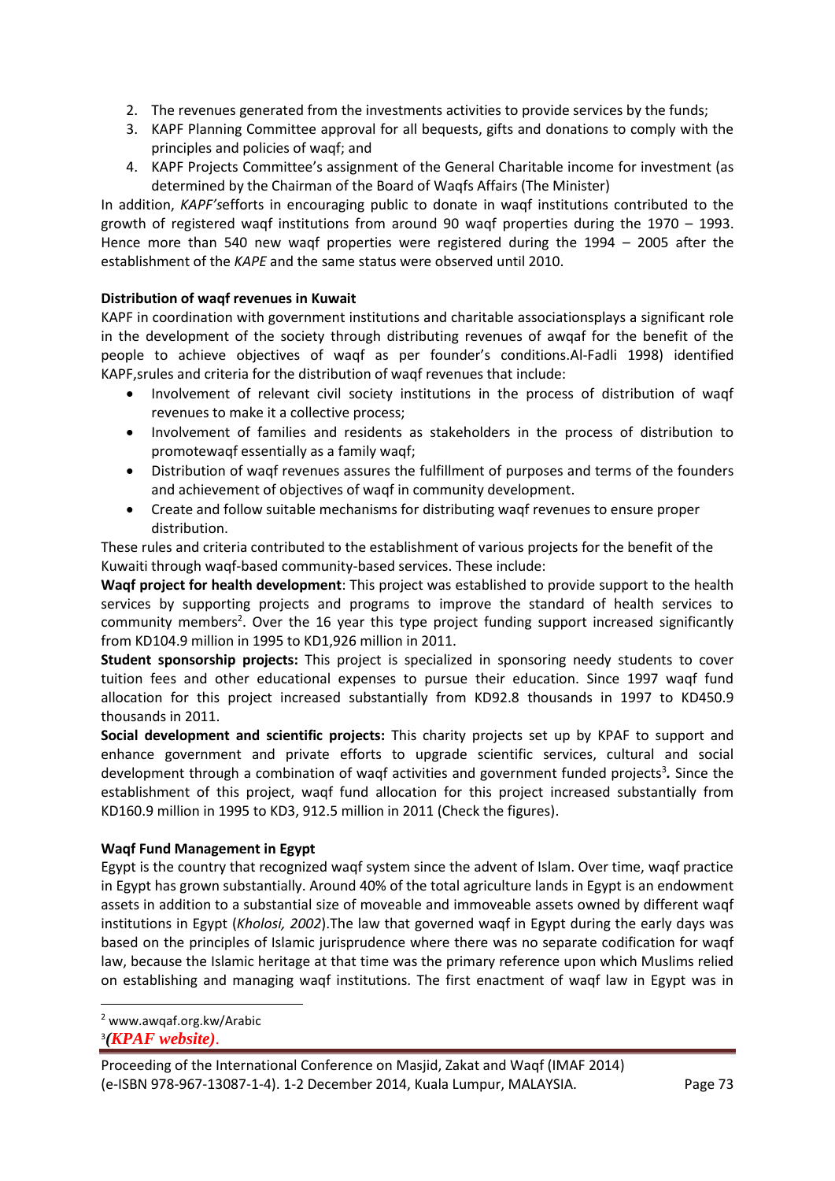2. The revenues generated from the investments activities to provide services by the funds;
3. KAPF Planning Committee approval for all bequests, gifts and donations to comply with the principles and policies of waqf; and
4. KAPF Projects Committee's assignment of the General Charitable income for investment (as determined by the Chairman of the Board of Waqfs Affairs (The Minister)

In addition, *KAPF's*efforts in encouraging public to donate in waqf institutions contributed to the growth of registered waqf institutions from around 90 waqf properties during the 1970 – 1993. Hence more than 540 new waqf properties were registered during the 1994 – 2005 after the establishment of the *KAPE* and the same status were observed until 2010.

**Distribution of waqf revenues in Kuwait**

KAPF in coordination with government institutions and charitable associationsplays a significant role in the development of the society through distributing revenues of awqaf for the benefit of the people to achieve objectives of waqf as per founder's conditions.Al-Fadli 1998) identified KAPF,srules and criteria for the distribution of waqf revenues that include:

- Involvement of relevant civil society institutions in the process of distribution of waqf revenues to make it a collective process;
- Involvement of families and residents as stakeholders in the process of distribution to promotewaqf essentially as a family waqf;
- Distribution of waqf revenues assures the fulfillment of purposes and terms of the founders and achievement of objectives of waqf in community development.
- Create and follow suitable mechanisms for distributing waqf revenues to ensure proper distribution.

These rules and criteria contributed to the establishment of various projects for the benefit of the Kuwaiti through waqf-based community-based services. These include:

**Waqf project for health development**: This project was established to provide support to the health services by supporting projects and programs to improve the standard of health services to community members[2]. Over the 16 year this type project funding support increased significantly from KD104.9 million in 1995 to KD1,926 million in 2011.

**Student sponsorship projects:** This project is specialized in sponsoring needy students to cover tuition fees and other educational expenses to pursue their education. Since 1997 waqf fund allocation for this project increased substantially from KD92.8 thousands in 1997 to KD450.9 thousands in 2011.

**Social development and scientific projects:** This charity projects set up by KPAF to support and enhance government and private efforts to upgrade scientific services, cultural and social development through a combination of waqf activities and government funded projects[3]**.** Since the establishment of this project, waqf fund allocation for this project increased substantially from KD160.9 million in 1995 to KD3, 912.5 million in 2011 (Check the figures).

**Waqf Fund Management in Egypt**

Egypt is the country that recognized waqf system since the advent of Islam. Over time, waqf practice in Egypt has grown substantially. Around 40% of the total agriculture lands in Egypt is an endowment assets in addition to a substantial size of moveable and immoveable assets owned by different waqf institutions in Egypt (*Kholosi, 2002*).The law that governed waqf in Egypt during the early days was based on the principles of Islamic jurisprudence where there was no separate codification for waqf law, because the Islamic heritage at that time was the primary reference upon which Muslims relied on establishing and managing waqf institutions. The first enactment of waqf law in Egypt was in

[2] www.awqaf.org.kw/Arabic

[3] ***(KPAF website)***.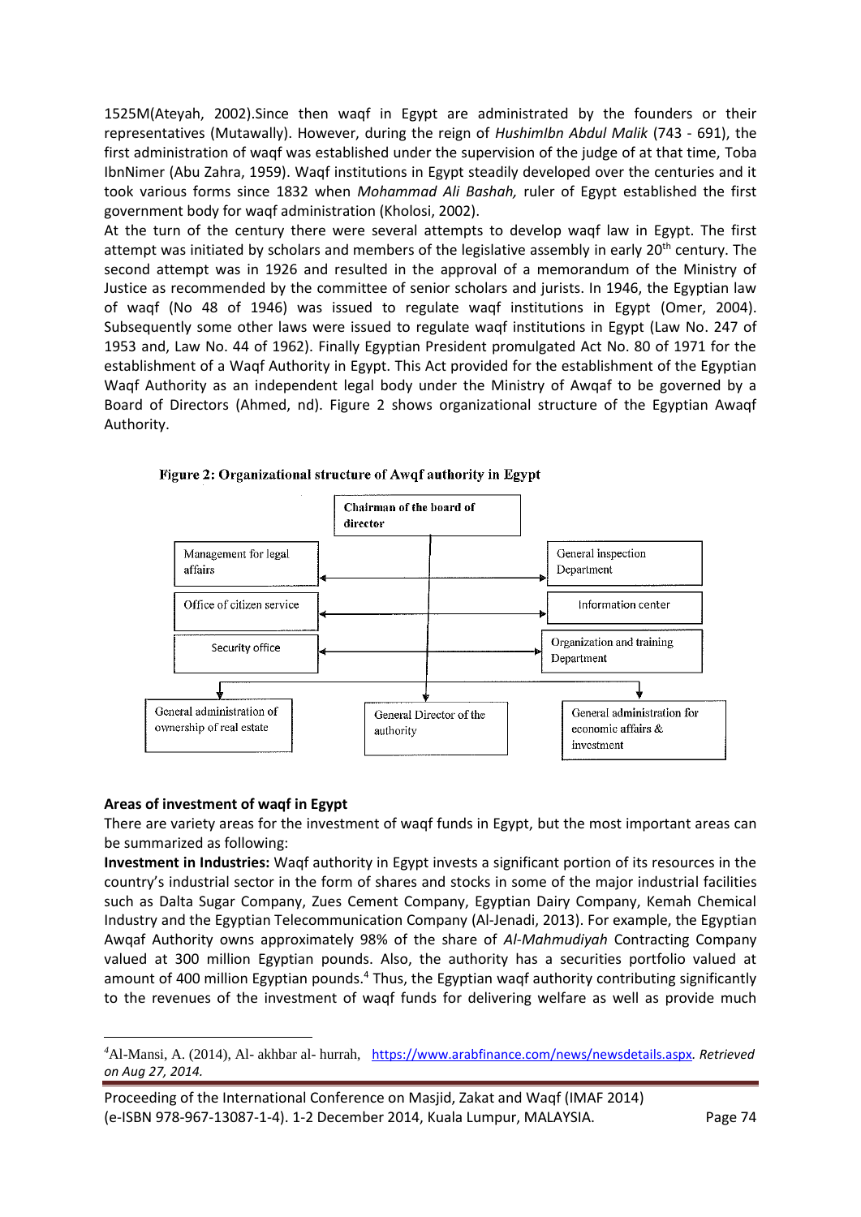1525M(Ateyah, 2002).Since then waqf in Egypt are administrated by the founders or their representatives (Mutawally). However, during the reign of *HushimIbn Abdul Malik* (743 - 691), the first administration of waqf was established under the supervision of the judge of at that time, Toba IbnNimer (Abu Zahra, 1959). Waqf institutions in Egypt steadily developed over the centuries and it took various forms since 1832 when *Mohammad Ali Bashah,* ruler of Egypt established the first government body for waqf administration (Kholosi, 2002).

At the turn of the century there were several attempts to develop waqf law in Egypt. The first attempt was initiated by scholars and members of the legislative assembly in early 20th century. The second attempt was in 1926 and resulted in the approval of a memorandum of the Ministry of Justice as recommended by the committee of senior scholars and jurists. In 1946, the Egyptian law of waqf (No 48 of 1946) was issued to regulate waqf institutions in Egypt (Omer, 2004). Subsequently some other laws were issued to regulate waqf institutions in Egypt (Law No. 247 of 1953 and, Law No. 44 of 1962). Finally Egyptian President promulgated Act No. 80 of 1971 for the establishment of a Waqf Authority in Egypt. This Act provided for the establishment of the Egyptian Waqf Authority as an independent legal body under the Ministry of Awqaf to be governed by a Board of Directors (Ahmed, nd). Figure 2 shows organizational structure of the Egyptian Awaqf Authority.

**Figure 2: Organizational structure of Awqf authority in Egypt**

- Chairman of the board of director
  - Management for legal affairs
  - General inspection Department
  - Office of citizen service
  - Information center
  - Security office
  - Organization and training Department
  - General administration of ownership of real estate
  - General Director of the authority
  - General administration for economic affairs & investment

**Areas of investment of waqf in Egypt**

There are variety areas for the investment of waqf funds in Egypt, but the most important areas can be summarized as following:

**Investment in Industries:** Waqf authority in Egypt invests a significant portion of its resources in the country's industrial sector in the form of shares and stocks in some of the major industrial facilities such as Dalta Sugar Company, Zues Cement Company, Egyptian Dairy Company, Kemah Chemical Industry and the Egyptian Telecommunication Company (Al-Jenadi, 2013). For example, the Egyptian Awqaf Authority owns approximately 98% of the share of *Al-Mahmudiyah* Contracting Company valued at 300 million Egyptian pounds. Also, the authority has a securities portfolio valued at amount of 400 million Egyptian pounds.[4] Thus, the Egyptian waqf authority contributing significantly to the revenues of the investment of waqf funds for delivering welfare as well as provide much

[4] Al-Mansi, A. (2014), Al- akhbar al- hurrah, https://www.arabfinance.com/news/newsdetails.aspx. *Retrieved on Aug 27, 2014.*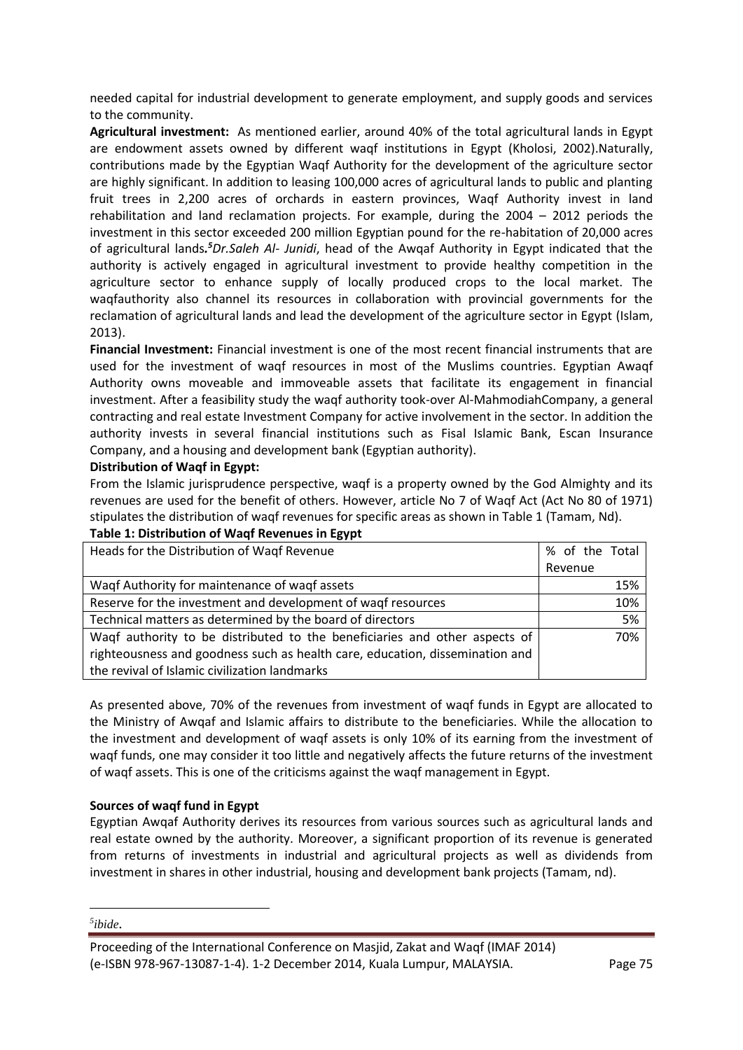needed capital for industrial development to generate employment, and supply goods and services to the community.

**Agricultural investment:** As mentioned earlier, around 40% of the total agricultural lands in Egypt are endowment assets owned by different waqf institutions in Egypt (Kholosi, 2002).Naturally, contributions made by the Egyptian Waqf Authority for the development of the agriculture sector are highly significant. In addition to leasing 100,000 acres of agricultural lands to public and planting fruit trees in 2,200 acres of orchards in eastern provinces, Waqf Authority invest in land rehabilitation and land reclamation projects. For example, during the 2004 – 2012 periods the investment in this sector exceeded 200 million Egyptian pound for the re-habitation of 20,000 acres of agricultural lands.[5] *Dr.Saleh Al- Junidi*, head of the Awqaf Authority in Egypt indicated that the authority is actively engaged in agricultural investment to provide healthy competition in the agriculture sector to enhance supply of locally produced crops to the local market. The waqfauthority also channel its resources in collaboration with provincial governments for the reclamation of agricultural lands and lead the development of the agriculture sector in Egypt (Islam, 2013).

**Financial Investment:** Financial investment is one of the most recent financial instruments that are used for the investment of waqf resources in most of the Muslims countries. Egyptian Awaqf Authority owns moveable and immoveable assets that facilitate its engagement in financial investment. After a feasibility study the waqf authority took-over Al-MahmodiahCompany, a general contracting and real estate Investment Company for active involvement in the sector. In addition the authority invests in several financial institutions such as Fisal Islamic Bank, Escan Insurance Company, and a housing and development bank (Egyptian authority).

**Distribution of Waqf in Egypt:**

From the Islamic jurisprudence perspective, waqf is a property owned by the God Almighty and its revenues are used for the benefit of others. However, article No 7 of Waqf Act (Act No 80 of 1971) stipulates the distribution of waqf revenues for specific areas as shown in Table 1 (Tamam, Nd).

**Table 1: Distribution of Waqf Revenues in Egypt**

| Heads for the Distribution of Waqf Revenue | % of the Total Revenue |
|---|---|
| Waqf Authority for maintenance of waqf assets | 15% |
| Reserve for the investment and development of waqf resources | 10% |
| Technical matters as determined by the board of directors | 5% |
| Waqf authority to be distributed to the beneficiaries and other aspects of righteousness and goodness such as health care, education, dissemination and the revival of Islamic civilization landmarks | 70% |

As presented above, 70% of the revenues from investment of waqf funds in Egypt are allocated to the Ministry of Awqaf and Islamic affairs to distribute to the beneficiaries. While the allocation to the investment and development of waqf assets is only 10% of its earning from the investment of waqf funds, one may consider it too little and negatively affects the future returns of the investment of waqf assets. This is one of the criticisms against the waqf management in Egypt.

**Sources of waqf fund in Egypt**

Egyptian Awqaf Authority derives its resources from various sources such as agricultural lands and real estate owned by the authority. Moreover, a significant proportion of its revenue is generated from returns of investments in industrial and agricultural projects as well as dividends from investment in shares in other industrial, housing and development bank projects (Tamam, nd).

---

[5] *ibide*.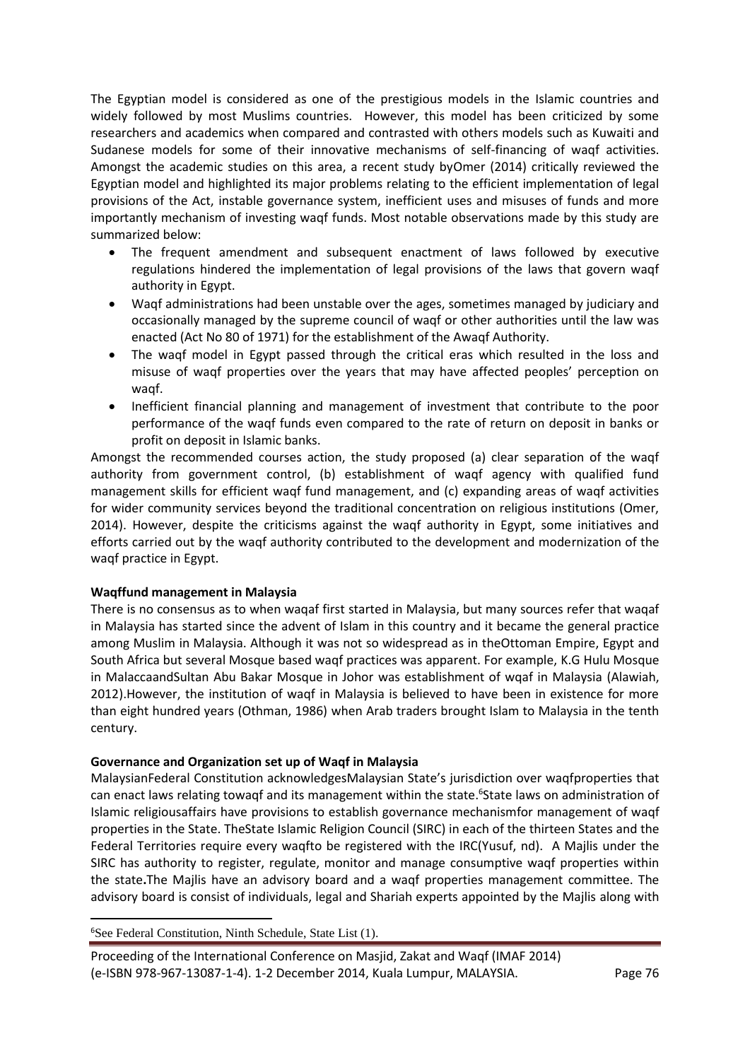The Egyptian model is considered as one of the prestigious models in the Islamic countries and widely followed by most Muslims countries. However, this model has been criticized by some researchers and academics when compared and contrasted with others models such as Kuwaiti and Sudanese models for some of their innovative mechanisms of self-financing of waqf activities. Amongst the academic studies on this area, a recent study byOmer (2014) critically reviewed the Egyptian model and highlighted its major problems relating to the efficient implementation of legal provisions of the Act, instable governance system, inefficient uses and misuses of funds and more importantly mechanism of investing waqf funds. Most notable observations made by this study are summarized below:

- The frequent amendment and subsequent enactment of laws followed by executive regulations hindered the implementation of legal provisions of the laws that govern waqf authority in Egypt.
- Waqf administrations had been unstable over the ages, sometimes managed by judiciary and occasionally managed by the supreme council of waqf or other authorities until the law was enacted (Act No 80 of 1971) for the establishment of the Awaqf Authority.
- The waqf model in Egypt passed through the critical eras which resulted in the loss and misuse of waqf properties over the years that may have affected peoples' perception on waqf.
- Inefficient financial planning and management of investment that contribute to the poor performance of the waqf funds even compared to the rate of return on deposit in banks or profit on deposit in Islamic banks.

Amongst the recommended courses action, the study proposed (a) clear separation of the waqf authority from government control, (b) establishment of waqf agency with qualified fund management skills for efficient waqf fund management, and (c) expanding areas of waqf activities for wider community services beyond the traditional concentration on religious institutions (Omer, 2014). However, despite the criticisms against the waqf authority in Egypt, some initiatives and efforts carried out by the waqf authority contributed to the development and modernization of the waqf practice in Egypt.

**Waqffund management in Malaysia**

There is no consensus as to when waqaf first started in Malaysia, but many sources refer that waqaf in Malaysia has started since the advent of Islam in this country and it became the general practice among Muslim in Malaysia. Although it was not so widespread as in theOttoman Empire, Egypt and South Africa but several Mosque based waqf practices was apparent. For example, K.G Hulu Mosque in MalaccaandSultan Abu Bakar Mosque in Johor was establishment of wqaf in Malaysia (Alawiah, 2012).However, the institution of waqf in Malaysia is believed to have been in existence for more than eight hundred years (Othman, 1986) when Arab traders brought Islam to Malaysia in the tenth century.

**Governance and Organization set up of Waqf in Malaysia**

MalaysianFederal Constitution acknowledgesMalaysian State's jurisdiction over waqfproperties that can enact laws relating towaqf and its management within the state.[6]State laws on administration of Islamic religiousaffairs have provisions to establish governance mechanismfor management of waqf properties in the State. TheState Islamic Religion Council (SIRC) in each of the thirteen States and the Federal Territories require every waqfto be registered with the IRC(Yusuf, nd). A Majlis under the SIRC has authority to register, regulate, monitor and manage consumptive waqf properties within the state**.**The Majlis have an advisory board and a waqf properties management committee. The advisory board is consist of individuals, legal and Shariah experts appointed by the Majlis along with

[6]See Federal Constitution, Ninth Schedule, State List (1).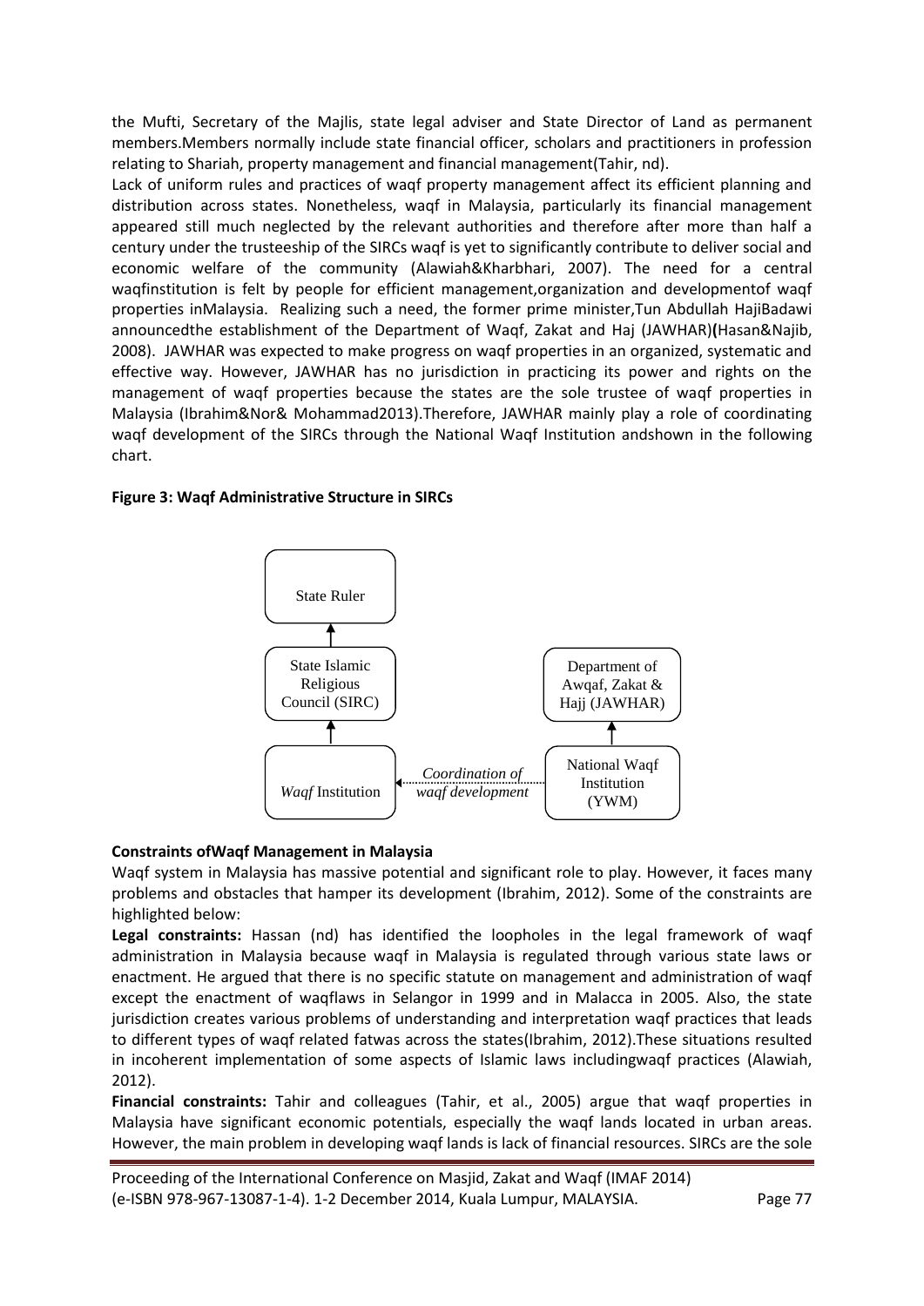the Mufti, Secretary of the Majlis, state legal adviser and State Director of Land as permanent members.Members normally include state financial officer, scholars and practitioners in profession relating to Shariah, property management and financial management(Tahir, nd).

Lack of uniform rules and practices of waqf property management affect its efficient planning and distribution across states. Nonetheless, waqf in Malaysia, particularly its financial management appeared still much neglected by the relevant authorities and therefore after more than half a century under the trusteeship of the SIRCs waqf is yet to significantly contribute to deliver social and economic welfare of the community (Alawiah&Kharbhari, 2007). The need for a central waqfinstitution is felt by people for efficient management,organization and developmentof waqf properties inMalaysia. Realizing such a need, the former prime minister,Tun Abdullah HajiBadawi announcedthe establishment of the Department of Waqf, Zakat and Haj (JAWHAR)**(**Hasan&Najib, 2008). JAWHAR was expected to make progress on waqf properties in an organized, systematic and effective way. However, JAWHAR has no jurisdiction in practicing its power and rights on the management of waqf properties because the states are the sole trustee of waqf properties in Malaysia (Ibrahim&Nor& Mohammad2013).Therefore, JAWHAR mainly play a role of coordinating waqf development of the SIRCs through the National Waqf Institution andshown in the following chart.

**Figure 3: Waqf Administrative Structure in SIRCs**

**Constraints ofWaqf Management in Malaysia**

Waqf system in Malaysia has massive potential and significant role to play. However, it faces many problems and obstacles that hamper its development (Ibrahim, 2012). Some of the constraints are highlighted below:

**Legal constraints:** Hassan (nd) has identified the loopholes in the legal framework of waqf administration in Malaysia because waqf in Malaysia is regulated through various state laws or enactment. He argued that there is no specific statute on management and administration of waqf except the enactment of waqflaws in Selangor in 1999 and in Malacca in 2005. Also, the state jurisdiction creates various problems of understanding and interpretation waqf practices that leads to different types of waqf related fatwas across the states(Ibrahim, 2012).These situations resulted in incoherent implementation of some aspects of Islamic laws includingwaqf practices (Alawiah, 2012).

**Financial constraints:** Tahir and colleagues (Tahir, et al., 2005) argue that waqf properties in Malaysia have significant economic potentials, especially the waqf lands located in urban areas. However, the main problem in developing waqf lands is lack of financial resources. SIRCs are the sole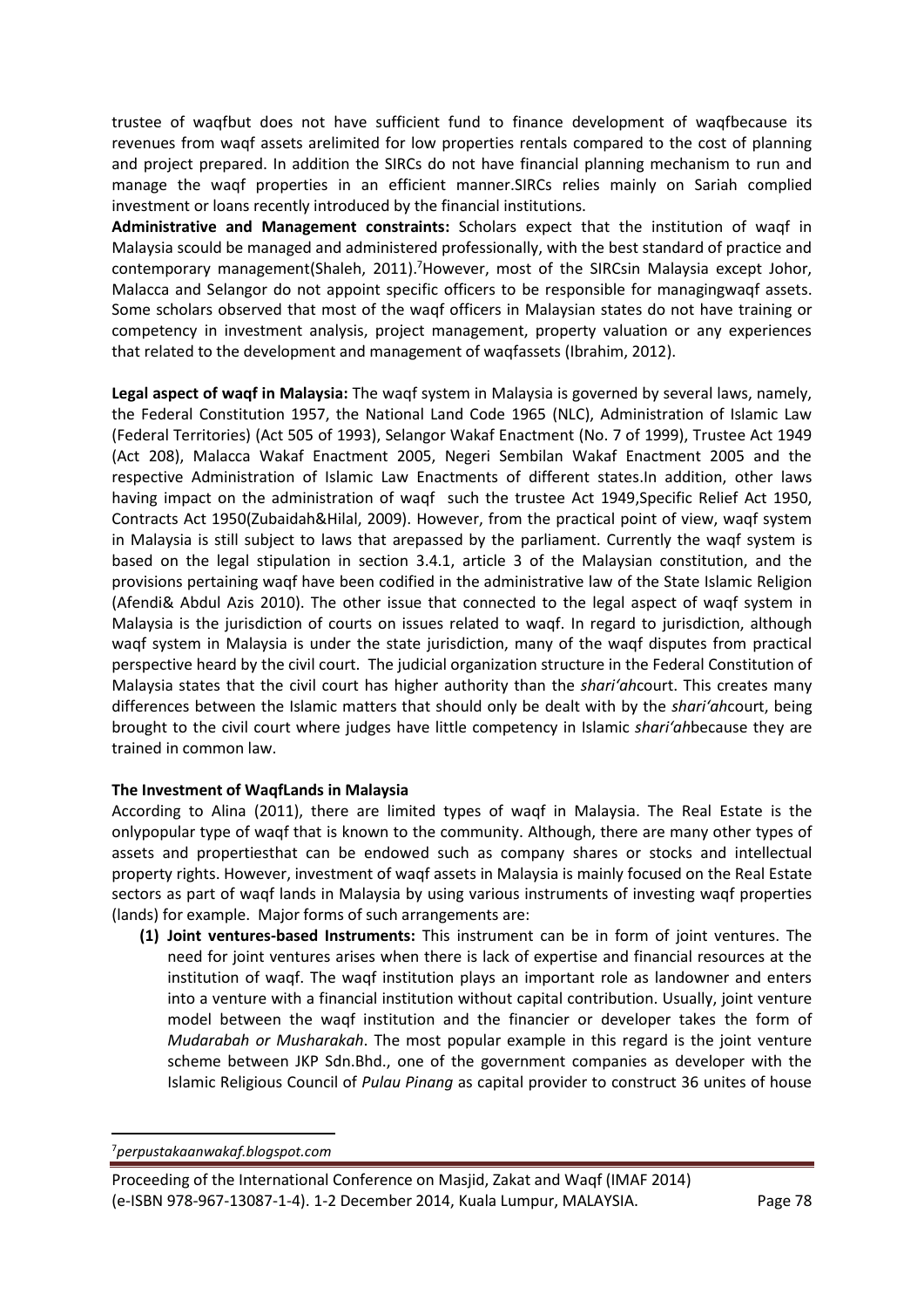trustee of waqfbut does not have sufficient fund to finance development of waqfbecause its revenues from waqf assets arelimited for low properties rentals compared to the cost of planning and project prepared. In addition the SIRCs do not have financial planning mechanism to run and manage the waqf properties in an efficient manner.SIRCs relies mainly on Sariah complied investment or loans recently introduced by the financial institutions.

**Administrative and Management constraints:** Scholars expect that the institution of waqf in Malaysia scould be managed and administered professionally, with the best standard of practice and contemporary management(Shaleh, 2011).[7]However, most of the SIRCsin Malaysia except Johor, Malacca and Selangor do not appoint specific officers to be responsible for managingwaqf assets. Some scholars observed that most of the waqf officers in Malaysian states do not have training or competency in investment analysis, project management, property valuation or any experiences that related to the development and management of waqfassets (Ibrahim, 2012).

**Legal aspect of waqf in Malaysia:** The waqf system in Malaysia is governed by several laws, namely, the Federal Constitution 1957, the National Land Code 1965 (NLC), Administration of Islamic Law (Federal Territories) (Act 505 of 1993), Selangor Wakaf Enactment (No. 7 of 1999), Trustee Act 1949 (Act 208), Malacca Wakaf Enactment 2005, Negeri Sembilan Wakaf Enactment 2005 and the respective Administration of Islamic Law Enactments of different states.In addition, other laws having impact on the administration of waqf such the trustee Act 1949,Specific Relief Act 1950, Contracts Act 1950(Zubaidah&Hilal, 2009). However, from the practical point of view, waqf system in Malaysia is still subject to laws that arepassed by the parliament. Currently the waqf system is based on the legal stipulation in section 3.4.1, article 3 of the Malaysian constitution, and the provisions pertaining waqf have been codified in the administrative law of the State Islamic Religion (Afendi& Abdul Azis 2010). The other issue that connected to the legal aspect of waqf system in Malaysia is the jurisdiction of courts on issues related to waqf. In regard to jurisdiction, although waqf system in Malaysia is under the state jurisdiction, many of the waqf disputes from practical perspective heard by the civil court. The judicial organization structure in the Federal Constitution of Malaysia states that the civil court has higher authority than the *shari'ah*court. This creates many differences between the Islamic matters that should only be dealt with by the *shari'ah*court, being brought to the civil court where judges have little competency in Islamic *shari'ah*because they are trained in common law.

**The Investment of WaqfLands in Malaysia**

According to Alina (2011), there are limited types of waqf in Malaysia. The Real Estate is the onlypopular type of waqf that is known to the community. Although, there are many other types of assets and propertiesthat can be endowed such as company shares or stocks and intellectual property rights. However, investment of waqf assets in Malaysia is mainly focused on the Real Estate sectors as part of waqf lands in Malaysia by using various instruments of investing waqf properties (lands) for example. Major forms of such arrangements are:

**(1) Joint ventures-based Instruments:** This instrument can be in form of joint ventures. The need for joint ventures arises when there is lack of expertise and financial resources at the institution of waqf. The waqf institution plays an important role as landowner and enters into a venture with a financial institution without capital contribution. Usually, joint venture model between the waqf institution and the financier or developer takes the form of *Mudarabah or Musharakah*. The most popular example in this regard is the joint venture scheme between JKP Sdn.Bhd., one of the government companies as developer with the Islamic Religious Council of *Pulau Pinang* as capital provider to construct 36 unites of house

[7]*perpustakaanwakaf.blogspot.com*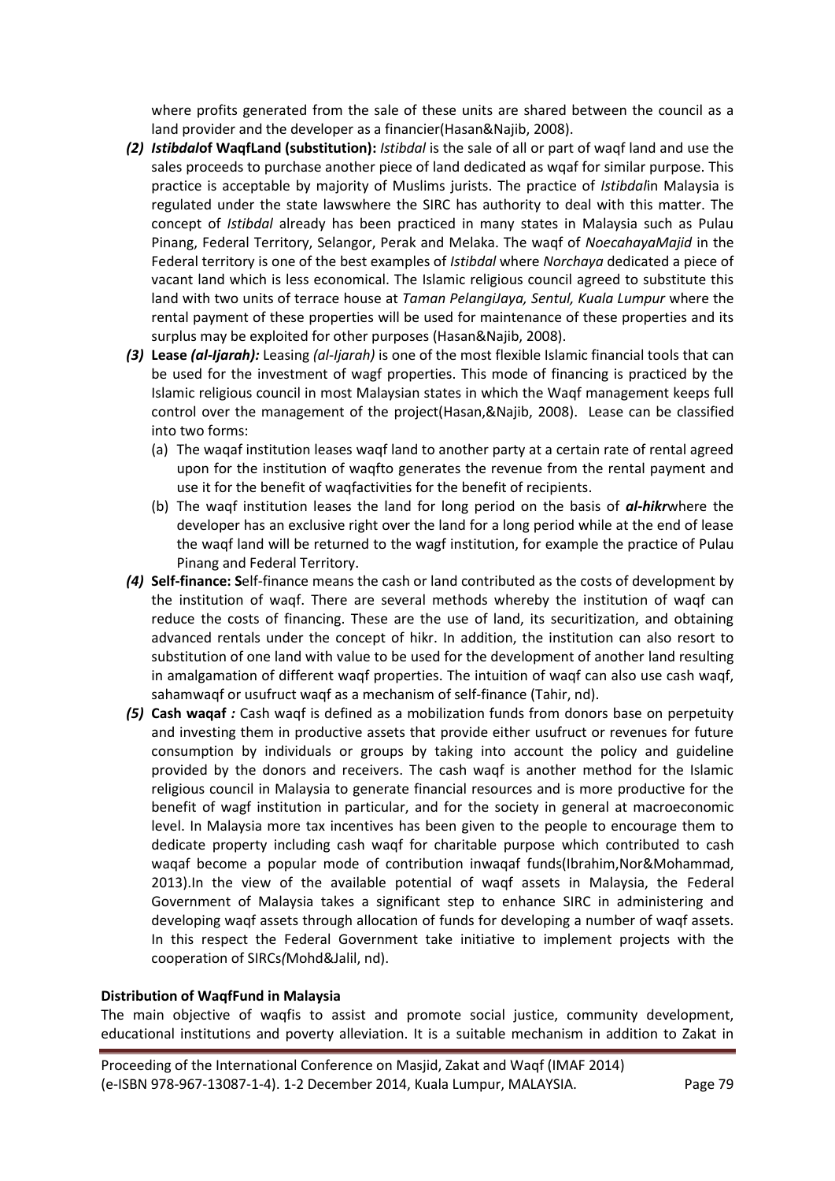where profits generated from the sale of these units are shared between the council as a land provider and the developer as a financier(Hasan&Najib, 2008).

*(2)* ***Istibdal*of WaqfLand (substitution):** *Istibdal* is the sale of all or part of waqf land and use the sales proceeds to purchase another piece of land dedicated as wqaf for similar purpose. This practice is acceptable by majority of Muslims jurists. The practice of *Istibdal*in Malaysia is regulated under the state lawswhere the SIRC has authority to deal with this matter. The concept of *Istibdal* already has been practiced in many states in Malaysia such as Pulau Pinang, Federal Territory, Selangor, Perak and Melaka. The waqf of *NoecahayaMajid* in the Federal territory is one of the best examples of *Istibdal* where *Norchaya* dedicated a piece of vacant land which is less economical. The Islamic religious council agreed to substitute this land with two units of terrace house at *Taman PelangiJaya, Sentul, Kuala Lumpur* where the rental payment of these properties will be used for maintenance of these properties and its surplus may be exploited for other purposes (Hasan&Najib, 2008).

*(3)* **Lease *(al-Ijarah):*** Leasing *(al-Ijarah)* is one of the most flexible Islamic financial tools that can be used for the investment of wagf properties. This mode of financing is practiced by the Islamic religious council in most Malaysian states in which the Waqf management keeps full control over the management of the project(Hasan,&Najib, 2008). Lease can be classified into two forms:

   (a) The waqaf institution leases waqf land to another party at a certain rate of rental agreed upon for the institution of waqfto generates the revenue from the rental payment and use it for the benefit of waqfactivities for the benefit of recipients.

   (b) The waqf institution leases the land for long period on the basis of ***al-hikr***where the developer has an exclusive right over the land for a long period while at the end of lease the waqf land will be returned to the wagf institution, for example the practice of Pulau Pinang and Federal Territory.

*(4)* **Self-finance: S**elf-finance means the cash or land contributed as the costs of development by the institution of waqf. There are several methods whereby the institution of waqf can reduce the costs of financing. These are the use of land, its securitization, and obtaining advanced rentals under the concept of hikr. In addition, the institution can also resort to substitution of one land with value to be used for the development of another land resulting in amalgamation of different waqf properties. The intuition of waqf can also use cash waqf, sahamwaqf or usufruct waqf as a mechanism of self-finance (Tahir, nd).

*(5)* **Cash waqaf** *:* Cash waqf is defined as a mobilization funds from donors base on perpetuity and investing them in productive assets that provide either usufruct or revenues for future consumption by individuals or groups by taking into account the policy and guideline provided by the donors and receivers. The cash waqf is another method for the Islamic religious council in Malaysia to generate financial resources and is more productive for the benefit of wagf institution in particular, and for the society in general at macroeconomic level. In Malaysia more tax incentives has been given to the people to encourage them to dedicate property including cash waqf for charitable purpose which contributed to cash waqaf become a popular mode of contribution inwaqaf funds(Ibrahim,Nor&Mohammad, 2013).In the view of the available potential of waqf assets in Malaysia, the Federal Government of Malaysia takes a significant step to enhance SIRC in administering and developing waqf assets through allocation of funds for developing a number of waqf assets. In this respect the Federal Government take initiative to implement projects with the cooperation of SIRCs*(*Mohd&Jalil, nd).

**Distribution of WaqfFund in Malaysia**

The main objective of waqfis to assist and promote social justice, community development, educational institutions and poverty alleviation. It is a suitable mechanism in addition to Zakat in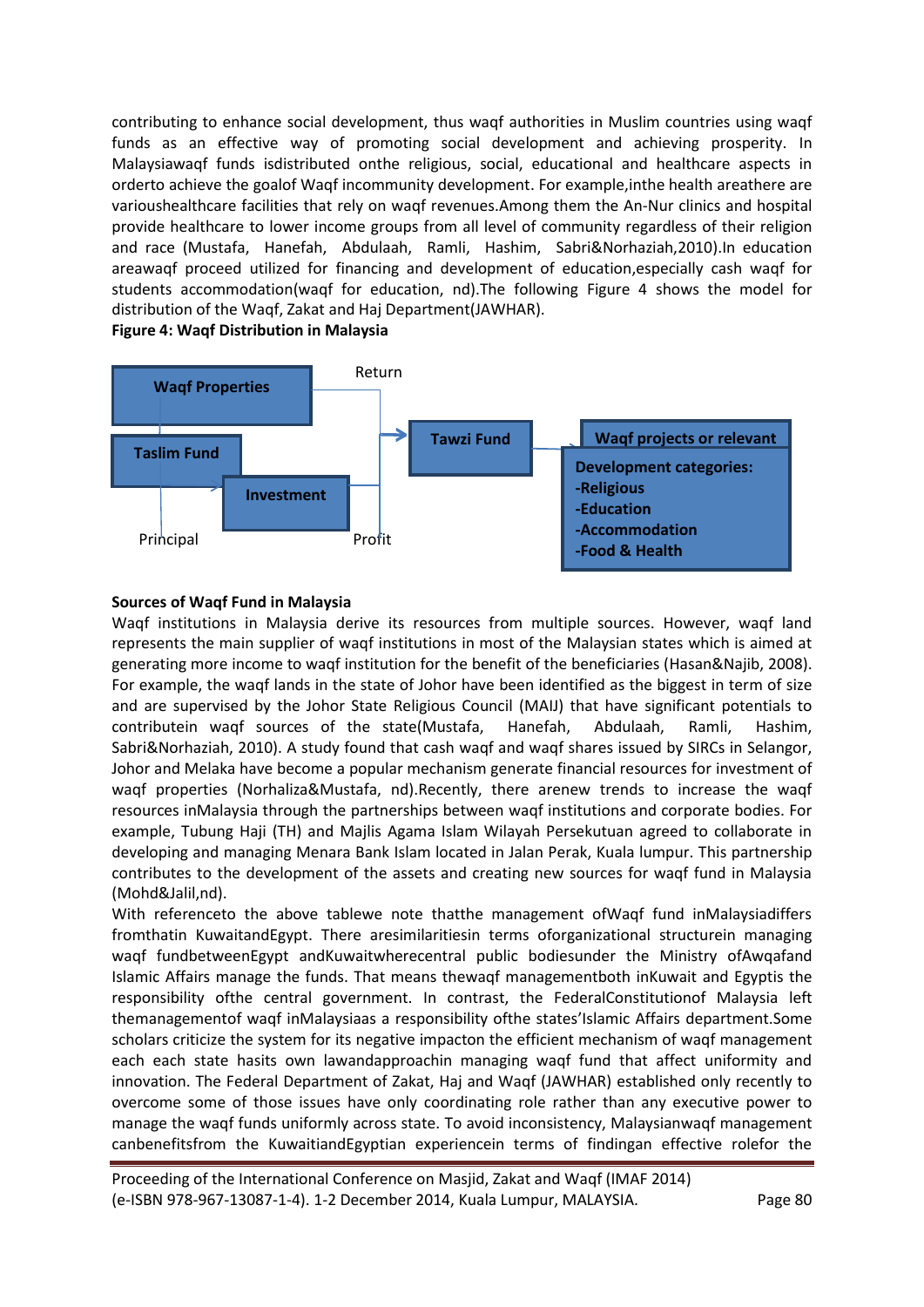contributing to enhance social development, thus waqf authorities in Muslim countries using waqf funds as an effective way of promoting social development and achieving prosperity. In Malaysiawaqf funds isdistributed onthe religious, social, educational and healthcare aspects in orderto achieve the goalof Waqf incommunity development. For example,inthe health areathere are varioushealthcare facilities that rely on waqf revenues.Among them the An-Nur clinics and hospital provide healthcare to lower income groups from all level of community regardless of their religion and race (Mustafa, Hanefah, Abdulaah, Ramli, Hashim, Sabri&Norhaziah,2010).In education areawaqf proceed utilized for financing and development of education,especially cash waqf for students accommodation(waqf for education, nd).The following Figure 4 shows the model for distribution of the Waqf, Zakat and Haj Department(JAWHAR).

**Figure 4: Waqf Distribution in Malaysia**

**Waqf Properties** — Return → **Tawzi Fund** → **Waqf projects or relevant**

**Taslim Fund** — Principal → **Investment** — Profit → **Tawzi Fund**

**Development categories:**
- **Religious**
- **Education**
- **Accommodation**
- **Food & Health**

**Sources of Waqf Fund in Malaysia**

Waqf institutions in Malaysia derive its resources from multiple sources. However, waqf land represents the main supplier of waqf institutions in most of the Malaysian states which is aimed at generating more income to waqf institution for the benefit of the beneficiaries (Hasan&Najib, 2008). For example, the waqf lands in the state of Johor have been identified as the biggest in term of size and are supervised by the Johor State Religious Council (MAIJ) that have significant potentials to contributein waqf sources of the state(Mustafa, Hanefah, Abdulaah, Ramli, Hashim, Sabri&Norhaziah, 2010). A study found that cash waqf and waqf shares issued by SIRCs in Selangor, Johor and Melaka have become a popular mechanism generate financial resources for investment of waqf properties (Norhaliza&Mustafa, nd).Recently, there arenew trends to increase the waqf resources inMalaysia through the partnerships between waqf institutions and corporate bodies. For example, Tubung Haji (TH) and Majlis Agama Islam Wilayah Persekutuan agreed to collaborate in developing and managing Menara Bank Islam located in Jalan Perak, Kuala lumpur. This partnership contributes to the development of the assets and creating new sources for waqf fund in Malaysia (Mohd&Jalil,nd).

With referenceto the above tablewe note thatthe management ofWaqf fund inMalaysiadiffers fromthatin KuwaitandEgypt. There aresimilaritiesin terms oforganizational structurein managing waqf fundbetweenEgypt andKuwaitwherecentral public bodiesunder the Ministry ofAwqafand Islamic Affairs manage the funds. That means thewaqf managementboth inKuwait and Egyptis the responsibility ofthe central government. In contrast, the FederalConstitutionof Malaysia left themanagementof waqf inMalaysiaas a responsibility ofthe states'Islamic Affairs department.Some scholars criticize the system for its negative impacton the efficient mechanism of waqf management each each state hasits own lawandapproachin managing waqf fund that affect uniformity and innovation. The Federal Department of Zakat, Haj and Waqf (JAWHAR) established only recently to overcome some of those issues have only coordinating role rather than any executive power to manage the waqf funds uniformly across state. To avoid inconsistency, Malaysianwaqf management canbenefitsfrom the KuwaitiandEgyptian experiencein terms of findingan effective rolefor the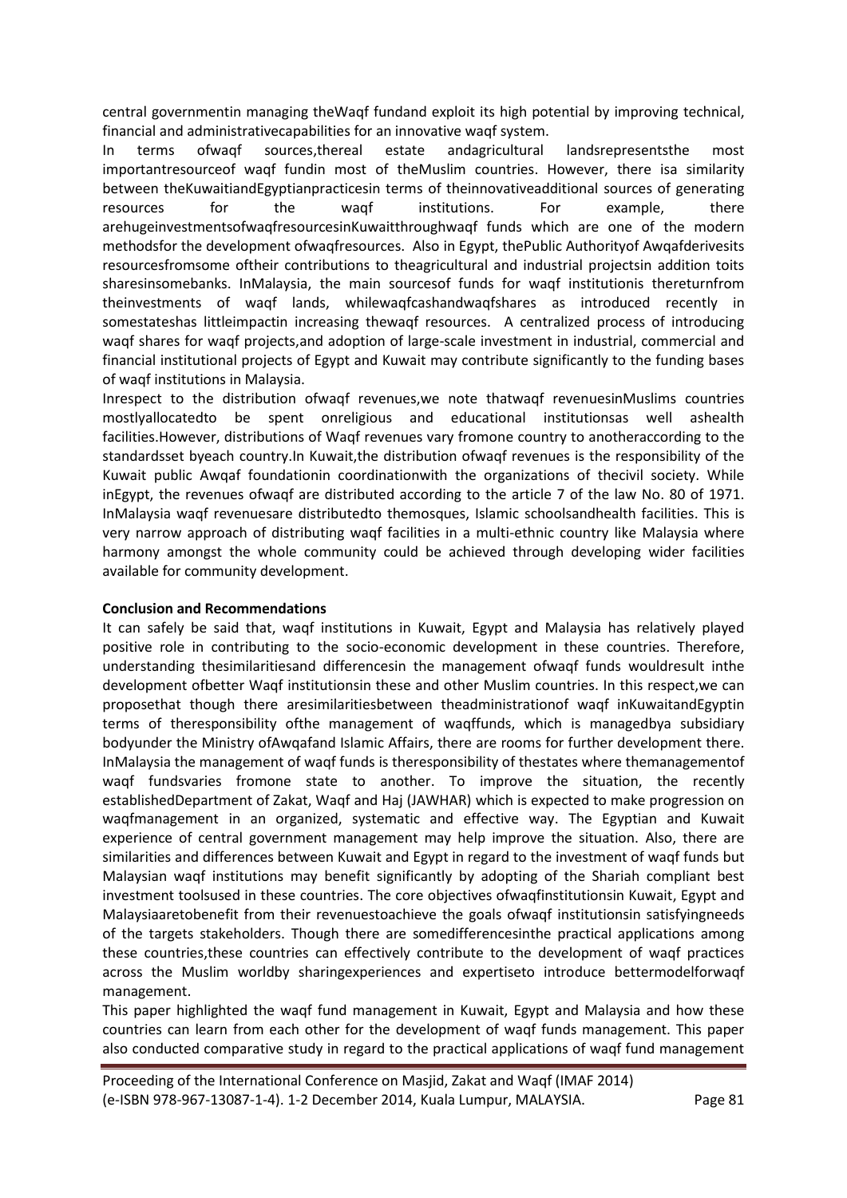central governmentin managing theWaqf fundand exploit its high potential by improving technical, financial and administrativecapabilities for an innovative waqf system.

In terms ofwaqf sources,thereal estate andagricultural landsrepresentsthe most importantresourceof waqf fundin most of theMuslim countries. However, there isa similarity between theKuwaitiandEgyptianpracticesin terms of theinnovativeadditional sources of generating resources for the waqf institutions. For example, there arehugeinvestmentsofwaqfresourcesinKuwaitthroughwaqf funds which are one of the modern methodsfor the development ofwaqfresources. Also in Egypt, thePublic Authorityof Awqafderivesits resourcesfromsome oftheir contributions to theagricultural and industrial projectsin addition toits sharesinsomebanks. InMalaysia, the main sourcesof funds for waqf institutionis thereturnfrom theinvestments of waqf lands, whilewaqfcashandwaqfshares as introduced recently in somestateshas littleimpactin increasing thewaqf resources. A centralized process of introducing waqf shares for waqf projects,and adoption of large-scale investment in industrial, commercial and financial institutional projects of Egypt and Kuwait may contribute significantly to the funding bases of waqf institutions in Malaysia.

Inrespect to the distribution ofwaqf revenues,we note thatwaqf revenuesinMuslims countries mostlyallocatedto be spent onreligious and educational institutionsas well ashealth facilities.However, distributions of Waqf revenues vary fromone country to anotheraccording to the standardsset byeach country.In Kuwait,the distribution ofwaqf revenues is the responsibility of the Kuwait public Awqaf foundationin coordinationwith the organizations of thecivil society. While inEgypt, the revenues ofwaqf are distributed according to the article 7 of the law No. 80 of 1971. InMalaysia waqf revenuesare distributedto themosques, Islamic schoolsandhealth facilities. This is very narrow approach of distributing waqf facilities in a multi-ethnic country like Malaysia where harmony amongst the whole community could be achieved through developing wider facilities available for community development.

**Conclusion and Recommendations**

It can safely be said that, waqf institutions in Kuwait, Egypt and Malaysia has relatively played positive role in contributing to the socio-economic development in these countries. Therefore, understanding thesimilaritiesand differencesin the management ofwaqf funds wouldresult inthe development ofbetter Waqf institutionsin these and other Muslim countries. In this respect,we can proposethat though there aresimilaritiesbetween theadministrationof waqf inKuwaitandEgyptin terms of theresponsibility ofthe management of waqffunds, which is managedbya subsidiary bodyunder the Ministry ofAwqafand Islamic Affairs, there are rooms for further development there. InMalaysia the management of waqf funds is theresponsibility of thestates where themanagementof waqf fundsvaries fromone state to another. To improve the situation, the recently establishedDepartment of Zakat, Waqf and Haj (JAWHAR) which is expected to make progression on waqfmanagement in an organized, systematic and effective way. The Egyptian and Kuwait experience of central government management may help improve the situation. Also, there are similarities and differences between Kuwait and Egypt in regard to the investment of waqf funds but Malaysian waqf institutions may benefit significantly by adopting of the Shariah compliant best investment toolsused in these countries. The core objectives ofwaqfinstitutionsin Kuwait, Egypt and Malaysiaaretobenefit from their revenuestoachieve the goals ofwaqf institutionsin satisfyingneeds of the targets stakeholders. Though there are somedifferencesinthe practical applications among these countries,these countries can effectively contribute to the development of waqf practices across the Muslim worldby sharingexperiences and expertiseto introduce bettermodelforwaqf management.

This paper highlighted the waqf fund management in Kuwait, Egypt and Malaysia and how these countries can learn from each other for the development of waqf funds management. This paper also conducted comparative study in regard to the practical applications of waqf fund management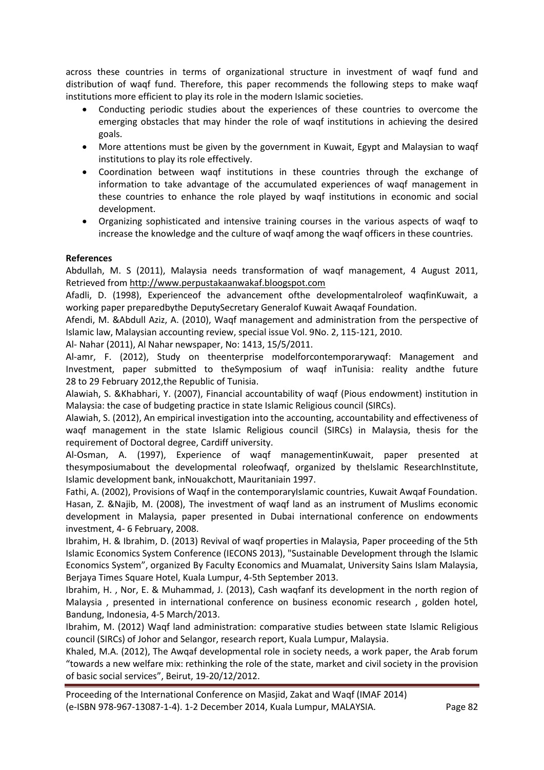across these countries in terms of organizational structure in investment of waqf fund and distribution of waqf fund. Therefore, this paper recommends the following steps to make waqf institutions more efficient to play its role in the modern Islamic societies.

- Conducting periodic studies about the experiences of these countries to overcome the emerging obstacles that may hinder the role of waqf institutions in achieving the desired goals.
- More attentions must be given by the government in Kuwait, Egypt and Malaysian to waqf institutions to play its role effectively.
- Coordination between waqf institutions in these countries through the exchange of information to take advantage of the accumulated experiences of waqf management in these countries to enhance the role played by waqf institutions in economic and social development.
- Organizing sophisticated and intensive training courses in the various aspects of waqf to increase the knowledge and the culture of waqf among the waqf officers in these countries.

**References**

Abdullah, M. S (2011), Malaysia needs transformation of waqf management, 4 August 2011, Retrieved from http://www.perpustakaanwakaf.bloogspot.com

Afadli, D. (1998), Experienceof the advancement ofthe developmentalroleof waqfinKuwait, a working paper preparedbythe DeputySecretary Generalof Kuwait Awaqaf Foundation.

Afendi, M. &Abdull Aziz, A. (2010), Waqf management and administration from the perspective of Islamic law, Malaysian accounting review, special issue Vol. 9No. 2, 115-121, 2010.

Al- Nahar (2011), Al Nahar newspaper, No: 1413, 15/5/2011.

Al-amr, F. (2012), Study on theenterprise modelforcontemporarywaqf: Management and Investment, paper submitted to theSymposium of waqf inTunisia: reality andthe future 28 to 29 February 2012,the Republic of Tunisia.

Alawiah, S. &Khabhari, Y. (2007), Financial accountability of waqf (Pious endowment) institution in Malaysia: the case of budgeting practice in state Islamic Religious council (SIRCs).

Alawiah, S. (2012), An empirical investigation into the accounting, accountability and effectiveness of waqf management in the state Islamic Religious council (SIRCs) in Malaysia, thesis for the requirement of Doctoral degree, Cardiff university.

Al-Osman, A. (1997), Experience of waqf managementinKuwait, paper presented at thesymposiumabout the developmental roleofwaqf, organized by theIslamic ResearchInstitute, Islamic development bank, inNouakchott, Mauritaniain 1997.

Fathi, A. (2002), Provisions of Waqf in the contemporaryIslamic countries, Kuwait Awqaf Foundation.

Hasan, Z. &Najib, M. (2008), The investment of waqf land as an instrument of Muslims economic development in Malaysia, paper presented in Dubai international conference on endowments investment, 4- 6 February, 2008.

Ibrahim, H. & Ibrahim, D. (2013) Revival of waqf properties in Malaysia, Paper proceeding of the 5th Islamic Economics System Conference (IECONS 2013), "Sustainable Development through the Islamic Economics System", organized By Faculty Economics and Muamalat, University Sains Islam Malaysia, Berjaya Times Square Hotel, Kuala Lumpur, 4-5th September 2013.

Ibrahim, H. , Nor, E. & Muhammad, J. (2013), Cash waqfanf its development in the north region of Malaysia , presented in international conference on business economic research , golden hotel, Bandung, Indonesia, 4-5 March/2013.

Ibrahim, M. (2012) Waqf land administration: comparative studies between state Islamic Religious council (SIRCs) of Johor and Selangor, research report, Kuala Lumpur, Malaysia.

Khaled, M.A. (2012), The Awqaf developmental role in society needs, a work paper, the Arab forum "towards a new welfare mix: rethinking the role of the state, market and civil society in the provision of basic social services", Beirut, 19-20/12/2012.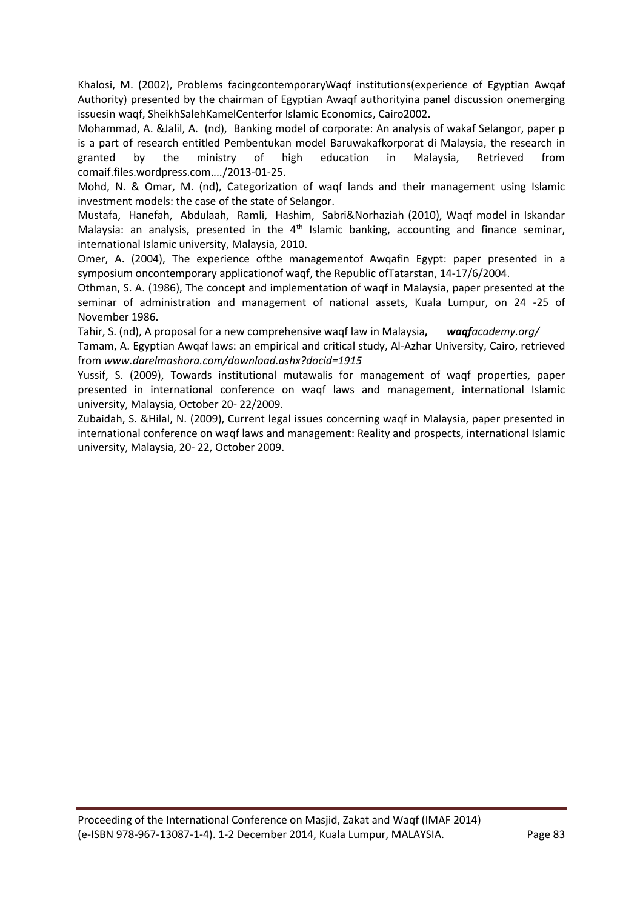Khalosi, M. (2002), Problems facingcontemporaryWaqf institutions(experience of Egyptian Awqaf Authority) presented by the chairman of Egyptian Awaqf authorityina panel discussion onemerging issuesin waqf, SheikhSalehKamelCenterfor Islamic Economics, Cairo2002.

Mohammad, A. &Jalil, A. (nd), Banking model of corporate: An analysis of wakaf Selangor, paper p is a part of research entitled Pembentukan model Baruwakafkorporat di Malaysia, the research in granted by the ministry of high education in Malaysia, Retrieved from comaif.files.wordpress.com..../2013-01-25.

Mohd, N. & Omar, M. (nd), Categorization of waqf lands and their management using Islamic investment models: the case of the state of Selangor.

Mustafa, Hanefah, Abdulaah, Ramli, Hashim, Sabri&Norhaziah (2010), Waqf model in Iskandar Malaysia: an analysis, presented in the 4th Islamic banking, accounting and finance seminar, international Islamic university, Malaysia, 2010.

Omer, A. (2004), The experience ofthe managementof Awqafin Egypt: paper presented in a symposium oncontemporary applicationof waqf, the Republic ofTatarstan, 14-17/6/2004.

Othman, S. A. (1986), The concept and implementation of waqf in Malaysia, paper presented at the seminar of administration and management of national assets, Kuala Lumpur, on 24 -25 of November 1986.

Tahir, S. (nd), A proposal for a new comprehensive waqf law in Malaysia**,** ***waqf****academy.org/*

Tamam, A. Egyptian Awqaf laws: an empirical and critical study, Al-Azhar University, Cairo, retrieved from *www.darelmashora.com/download.ashx?docid=1915*

Yussif, S. (2009), Towards institutional mutawalis for management of waqf properties, paper presented in international conference on waqf laws and management, international Islamic university, Malaysia, October 20- 22/2009.

Zubaidah, S. &Hilal, N. (2009), Current legal issues concerning waqf in Malaysia, paper presented in international conference on waqf laws and management: Reality and prospects, international Islamic university, Malaysia, 20- 22, October 2009.